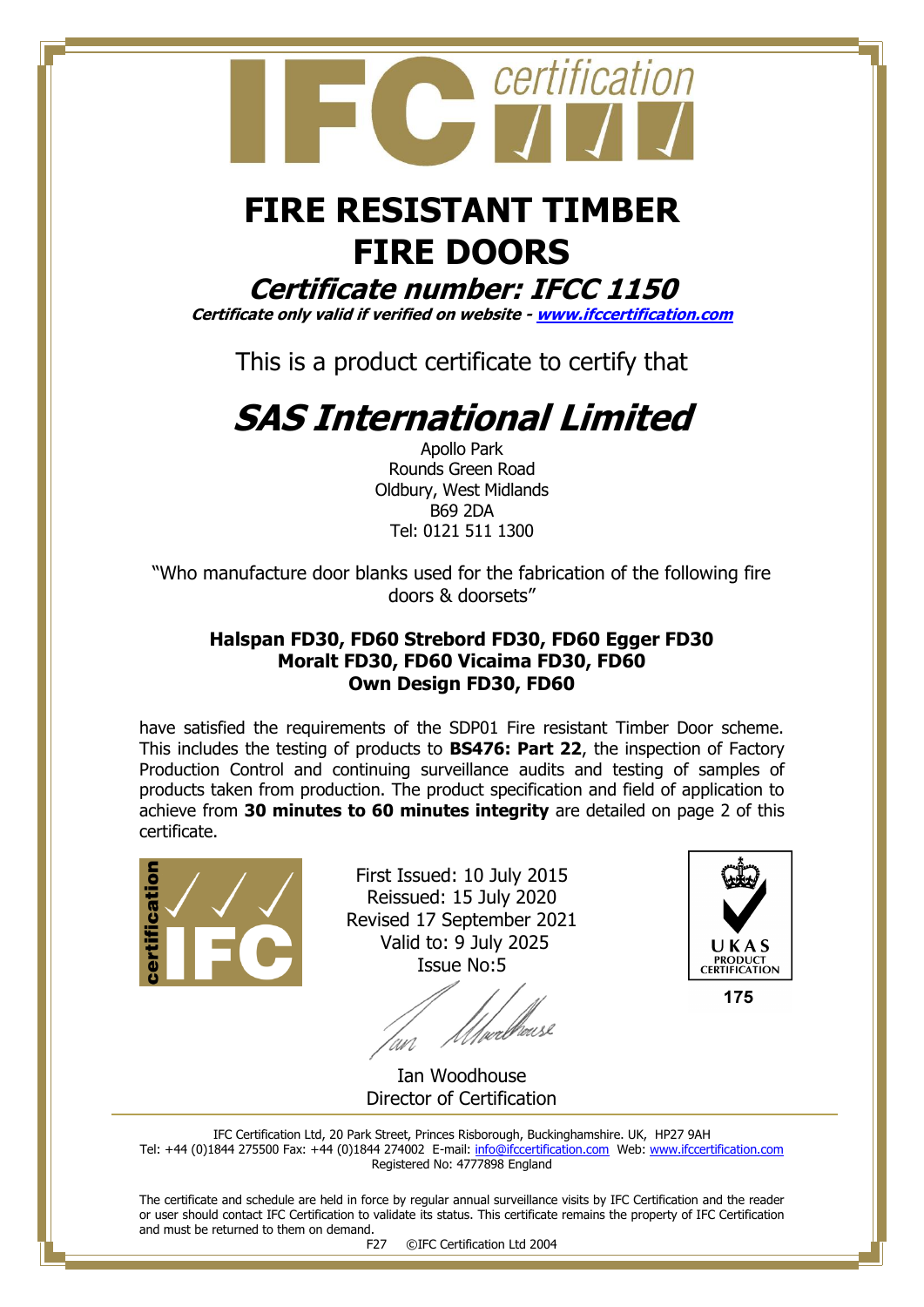# FIRE RESISTANT TIMBER FIRE DOORS

## *Certificate number: IFCC 1150*

***Certificate only valid if verified on website - [www.ifccertification.com](http://www.ifccertification.com)***

This is a product certificate to certify that

# *SAS International Limited*

Apollo Park
Rounds Green Road
Oldbury, West Midlands
B69 2DA
Tel: 0121 511 1300

"Who manufacture door blanks used for the fabrication of the following fire doors & doorsets"

**Halspan FD30, FD60 Strebord FD30, FD60 Egger FD30**
**Moralt FD30, FD60 Vicaima FD30, FD60**
**Own Design FD30, FD60**

have satisfied the requirements of the SDP01 Fire resistant Timber Door scheme. This includes the testing of products to **BS476: Part 22**, the inspection of Factory Production Control and continuing surveillance audits and testing of samples of products taken from production. The product specification and field of application to achieve from **30 minutes to 60 minutes integrity** are detailed on page 2 of this certificate.

First Issued: 10 July 2015
Reissued: 15 July 2020
Revised 17 September 2021
Valid to: 9 July 2025
Issue No:5

Ian Woodhouse
Director of Certification

UKAS PRODUCT CERTIFICATION
175

IFC Certification Ltd, 20 Park Street, Princes Risborough, Buckinghamshire. UK, HP27 9AH
Tel: +44 (0)1844 275500 Fax: +44 (0)1844 274002 E-mail: [info@ifccertification.com](mailto:info@ifccertification.com) Web: [www.ifccertification.com](http://www.ifccertification.com)
Registered No: 4777898 England

The certificate and schedule are held in force by regular annual surveillance visits by IFC Certification and the reader or user should contact IFC Certification to validate its status. This certificate remains the property of IFC Certification and must be returned to them on demand.

F27 ©IFC Certification Ltd 2004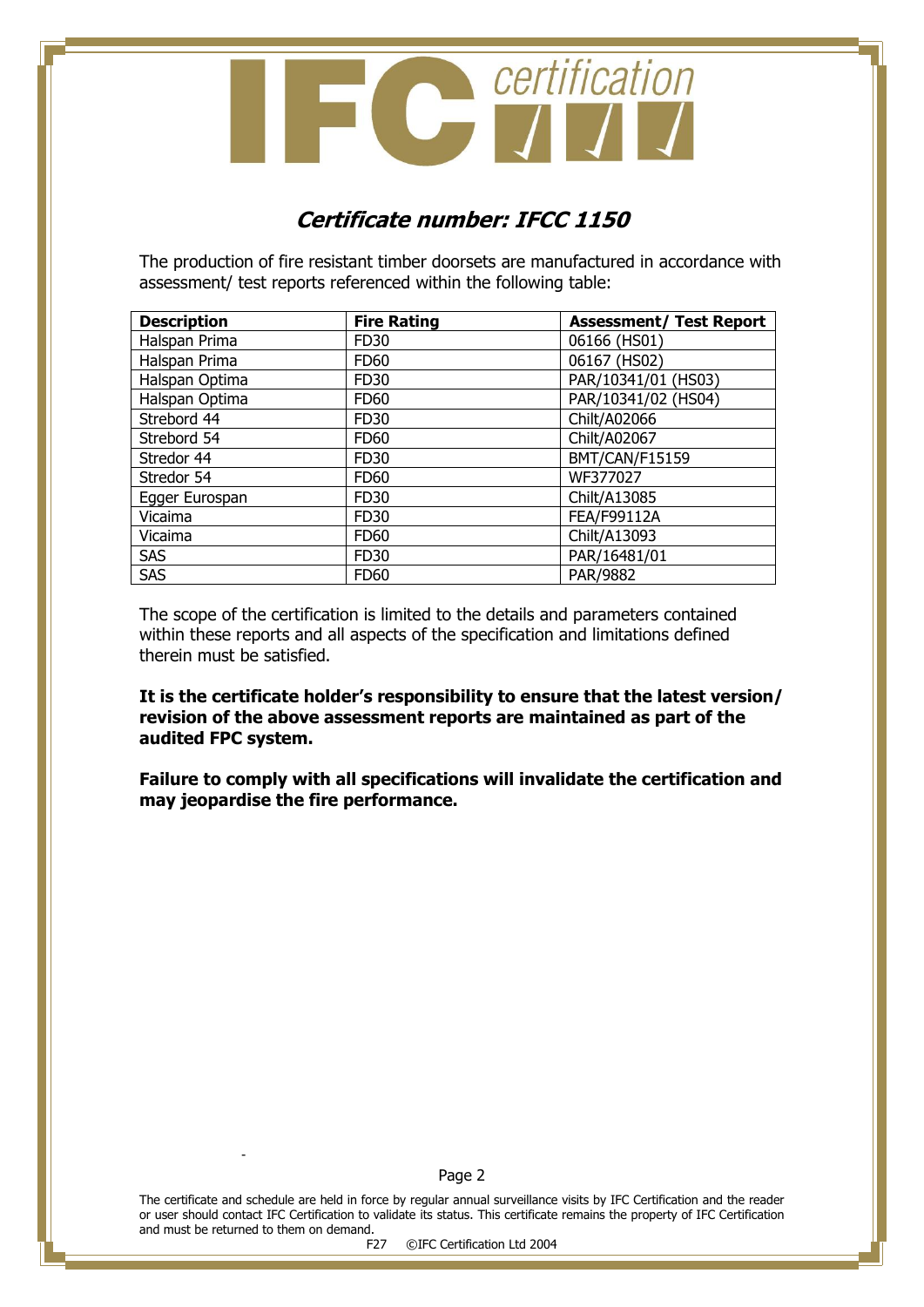# IFC certification

## *Certificate number: IFCC 1150*

The production of fire resistant timber doorsets are manufactured in accordance with assessment/ test reports referenced within the following table:

| Description | Fire Rating | Assessment/ Test Report |
|---|---|---|
| Halspan Prima | FD30 | 06166 (HS01) |
| Halspan Prima | FD60 | 06167 (HS02) |
| Halspan Optima | FD30 | PAR/10341/01 (HS03) |
| Halspan Optima | FD60 | PAR/10341/02 (HS04) |
| Strebord 44 | FD30 | Chilt/A02066 |
| Strebord 54 | FD60 | Chilt/A02067 |
| Stredor 44 | FD30 | BMT/CAN/F15159 |
| Stredor 54 | FD60 | WF377027 |
| Egger Eurospan | FD30 | Chilt/A13085 |
| Vicaima | FD30 | FEA/F99112A |
| Vicaima | FD60 | Chilt/A13093 |
| SAS | FD30 | PAR/16481/01 |
| SAS | FD60 | PAR/9882 |

The scope of the certification is limited to the details and parameters contained within these reports and all aspects of the specification and limitations defined therein must be satisfied.

**It is the certificate holder's responsibility to ensure that the latest version/ revision of the above assessment reports are maintained as part of the audited FPC system.**

**Failure to comply with all specifications will invalidate the certification and may jeopardise the fire performance.**

The certificate and schedule are held in force by regular annual surveillance visits by IFC Certification and the reader or user should contact IFC Certification to validate its status. This certificate remains the property of IFC Certification and must be returned to them on demand.

F27 ©IFC Certification Ltd 2004